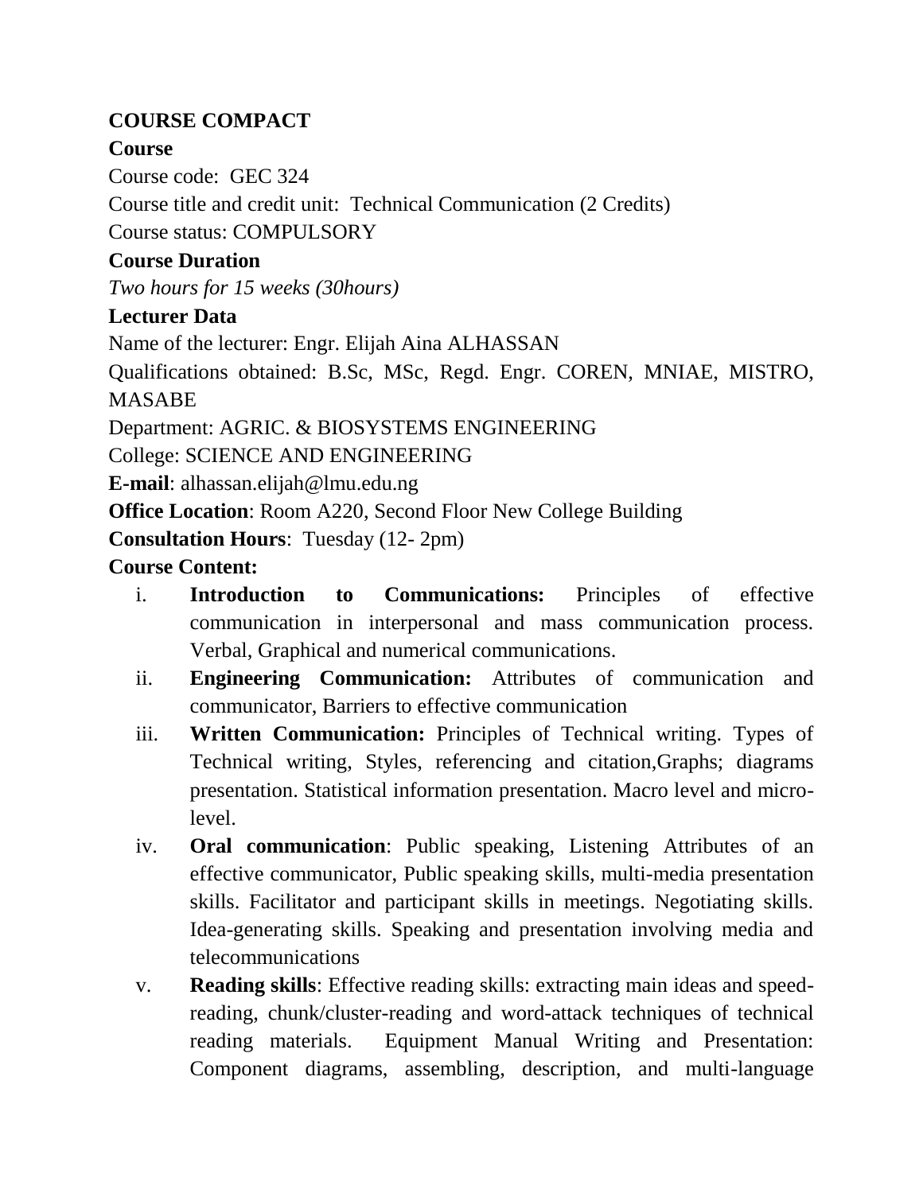**COURSE COMPACT**

**Course**

Course code: GEC 324

Course title and credit unit: Technical Communication (2 Credits)

Course status: COMPULSORY

**Course Duration**

*Two hours for 15 weeks (30hours)*

**Lecturer Data**

Name of the lecturer: Engr. Elijah Aina ALHASSAN

Qualifications obtained: B.Sc, MSc, Regd. Engr. COREN, MNIAE, MISTRO, MASABE

Department: AGRIC. & BIOSYSTEMS ENGINEERING

College: SCIENCE AND ENGINEERING

**E-mail**: alhassan.elijah@lmu.edu.ng

**Office Location**: Room A220, Second Floor New College Building

**Consultation Hours**: Tuesday (12- 2pm)

**Course Content:**

i. **Introduction to Communications:** Principles of effective communication in interpersonal and mass communication process. Verbal, Graphical and numerical communications.

ii. **Engineering Communication:** Attributes of communication and communicator, Barriers to effective communication

iii. **Written Communication:** Principles of Technical writing. Types of Technical writing, Styles, referencing and citation,Graphs; diagrams presentation. Statistical information presentation. Macro level and micro-level.

iv. **Oral communication**: Public speaking, Listening Attributes of an effective communicator, Public speaking skills, multi-media presentation skills. Facilitator and participant skills in meetings. Negotiating skills. Idea-generating skills. Speaking and presentation involving media and telecommunications

v. **Reading skills**: Effective reading skills: extracting main ideas and speed-reading, chunk/cluster-reading and word-attack techniques of technical reading materials. Equipment Manual Writing and Presentation: Component diagrams, assembling, description, and multi-language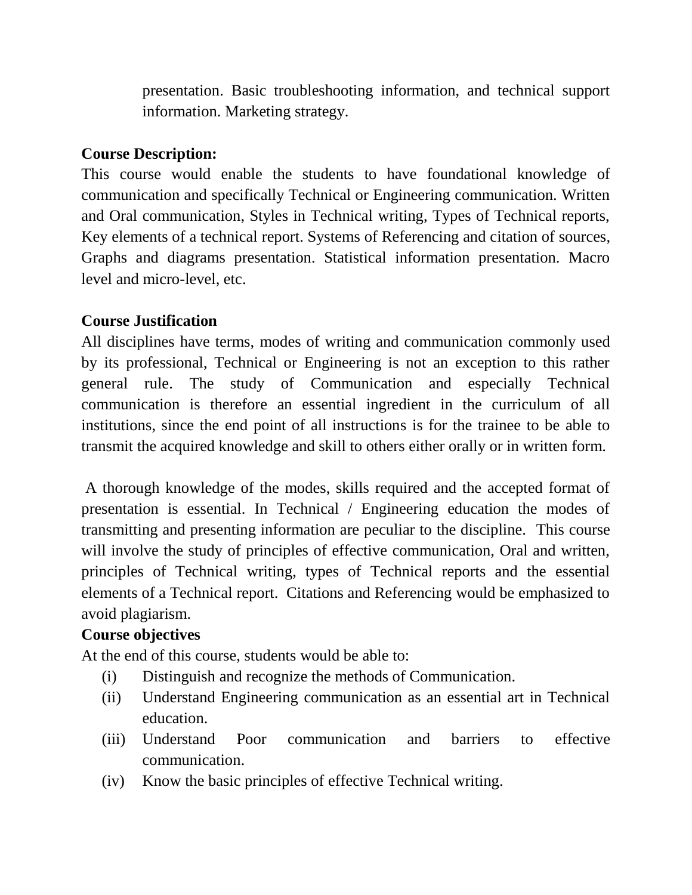presentation. Basic troubleshooting information, and technical support information. Marketing strategy.

**Course Description:**

This course would enable the students to have foundational knowledge of communication and specifically Technical or Engineering communication. Written and Oral communication, Styles in Technical writing, Types of Technical reports, Key elements of a technical report. Systems of Referencing and citation of sources, Graphs and diagrams presentation. Statistical information presentation. Macro level and micro-level, etc.

**Course Justification**

All disciplines have terms, modes of writing and communication commonly used by its professional, Technical or Engineering is not an exception to this rather general rule. The study of Communication and especially Technical communication is therefore an essential ingredient in the curriculum of all institutions, since the end point of all instructions is for the trainee to be able to transmit the acquired knowledge and skill to others either orally or in written form.

A thorough knowledge of the modes, skills required and the accepted format of presentation is essential. In Technical / Engineering education the modes of transmitting and presenting information are peculiar to the discipline. This course will involve the study of principles of effective communication, Oral and written, principles of Technical writing, types of Technical reports and the essential elements of a Technical report. Citations and Referencing would be emphasized to avoid plagiarism.

**Course objectives**

At the end of this course, students would be able to:

(i) Distinguish and recognize the methods of Communication.
(ii) Understand Engineering communication as an essential art in Technical education.
(iii) Understand Poor communication and barriers to effective communication.
(iv) Know the basic principles of effective Technical writing.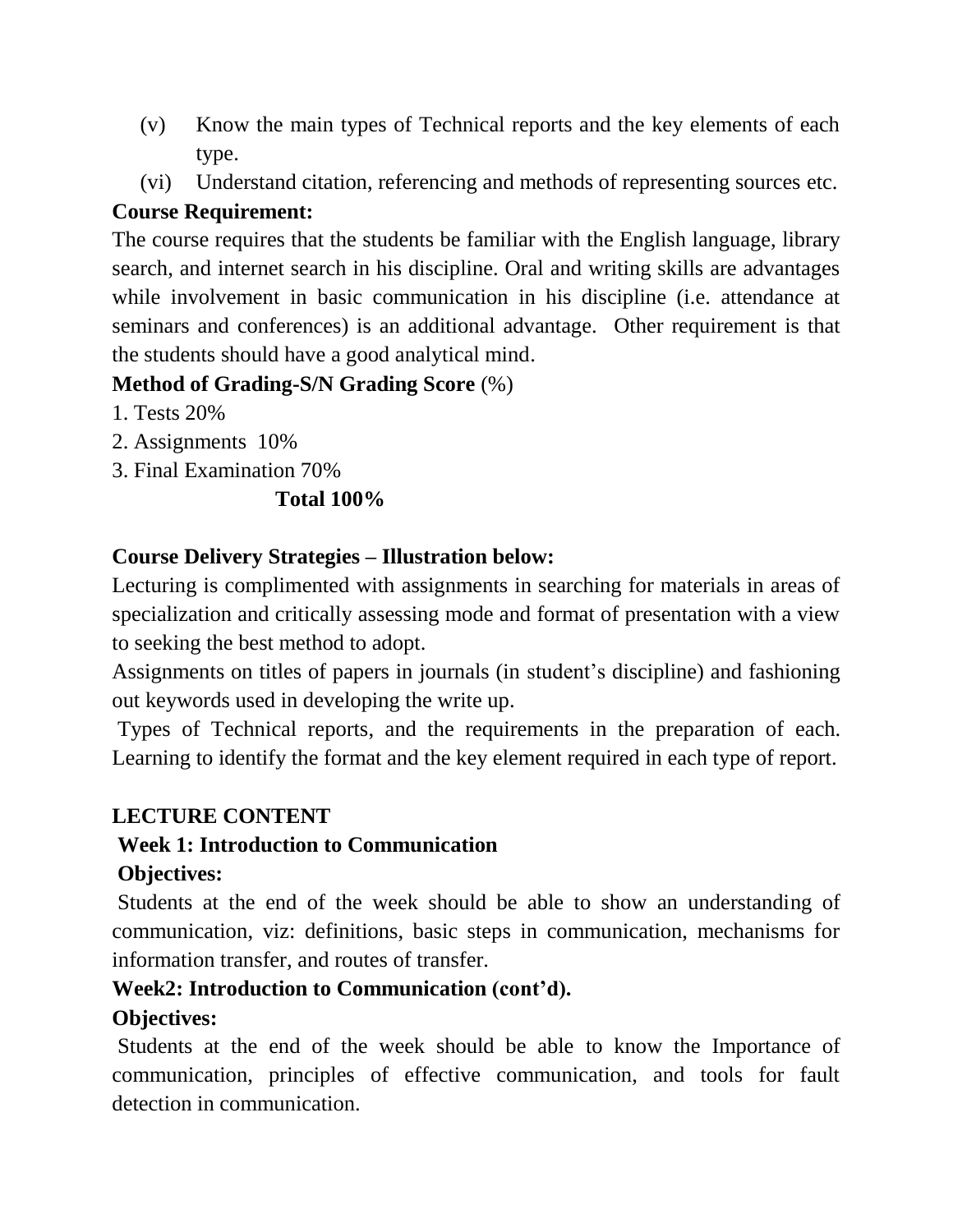(v) Know the main types of Technical reports and the key elements of each type.

(vi) Understand citation, referencing and methods of representing sources etc.

**Course Requirement:**

The course requires that the students be familiar with the English language, library search, and internet search in his discipline. Oral and writing skills are advantages while involvement in basic communication in his discipline (i.e. attendance at seminars and conferences) is an additional advantage. Other requirement is that the students should have a good analytical mind.

**Method of Grading-S/N Grading Score** (%)

1. Tests 20%
2. Assignments 10%
3. Final Examination 70%

**Total 100%**

**Course Delivery Strategies – Illustration below:**

Lecturing is complimented with assignments in searching for materials in areas of specialization and critically assessing mode and format of presentation with a view to seeking the best method to adopt.

Assignments on titles of papers in journals (in student's discipline) and fashioning out keywords used in developing the write up.

Types of Technical reports, and the requirements in the preparation of each. Learning to identify the format and the key element required in each type of report.

**LECTURE CONTENT**

**Week 1: Introduction to Communication**

**Objectives:**

Students at the end of the week should be able to show an understanding of communication, viz: definitions, basic steps in communication, mechanisms for information transfer, and routes of transfer.

**Week2: Introduction to Communication (cont'd).**

**Objectives:**

Students at the end of the week should be able to know the Importance of communication, principles of effective communication, and tools for fault detection in communication.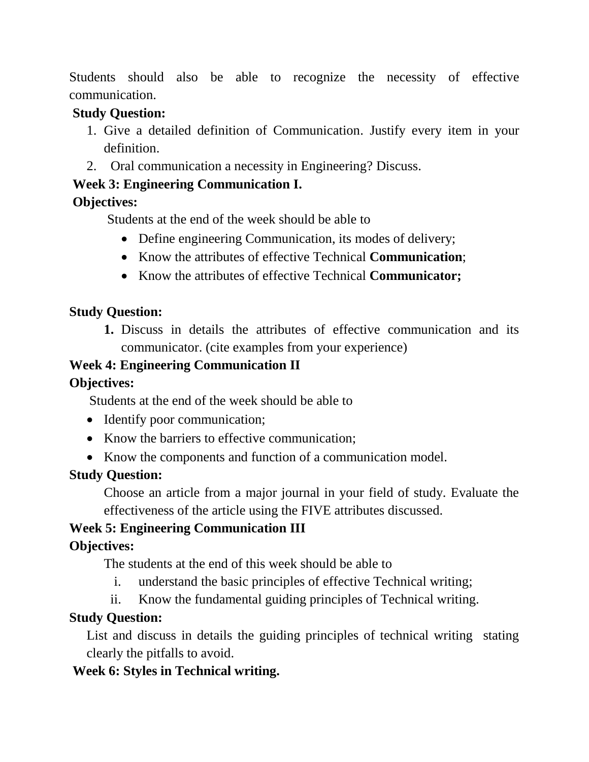Students should also be able to recognize the necessity of effective communication.

**Study Question:**

1. Give a detailed definition of Communication. Justify every item in your definition.
2. Oral communication a necessity in Engineering? Discuss.

**Week 3: Engineering Communication I.**

**Objectives:**

Students at the end of the week should be able to

- Define engineering Communication, its modes of delivery;
- Know the attributes of effective Technical **Communication**;
- Know the attributes of effective Technical **Communicator;**

**Study Question:**

**1.** Discuss in details the attributes of effective communication and its communicator. (cite examples from your experience)

**Week 4: Engineering Communication II**

**Objectives:**

Students at the end of the week should be able to

- Identify poor communication;
- Know the barriers to effective communication;
- Know the components and function of a communication model.

**Study Question:**

Choose an article from a major journal in your field of study. Evaluate the effectiveness of the article using the FIVE attributes discussed.

**Week 5: Engineering Communication III**

**Objectives:**

The students at the end of this week should be able to

i. understand the basic principles of effective Technical writing;
ii. Know the fundamental guiding principles of Technical writing.

**Study Question:**

List and discuss in details the guiding principles of technical writing stating clearly the pitfalls to avoid.

**Week 6: Styles in Technical writing.**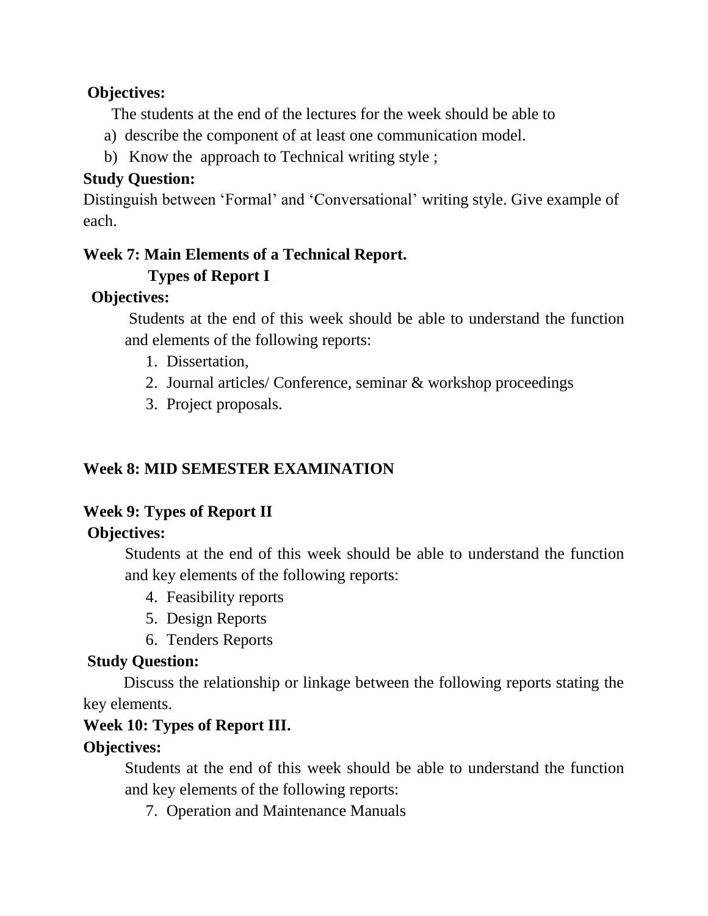**Objectives:**

The students at the end of the lectures for the week should be able to

a) describe the component of at least one communication model.
b) Know the approach to Technical writing style ;

**Study Question:**

Distinguish between 'Formal' and 'Conversational' writing style. Give example of each.

**Week 7: Main Elements of a Technical Report.**
**Types of Report I**

**Objectives:**

Students at the end of this week should be able to understand the function and elements of the following reports:

1. Dissertation,
2. Journal articles/ Conference, seminar & workshop proceedings
3. Project proposals.

**Week 8: MID SEMESTER EXAMINATION**

**Week 9: Types of Report II**

**Objectives:**

Students at the end of this week should be able to understand the function and key elements of the following reports:

4. Feasibility reports
5. Design Reports
6. Tenders Reports

**Study Question:**

Discuss the relationship or linkage between the following reports stating the key elements.

**Week 10: Types of Report III.**

**Objectives:**

Students at the end of this week should be able to understand the function and key elements of the following reports:

7. Operation and Maintenance Manuals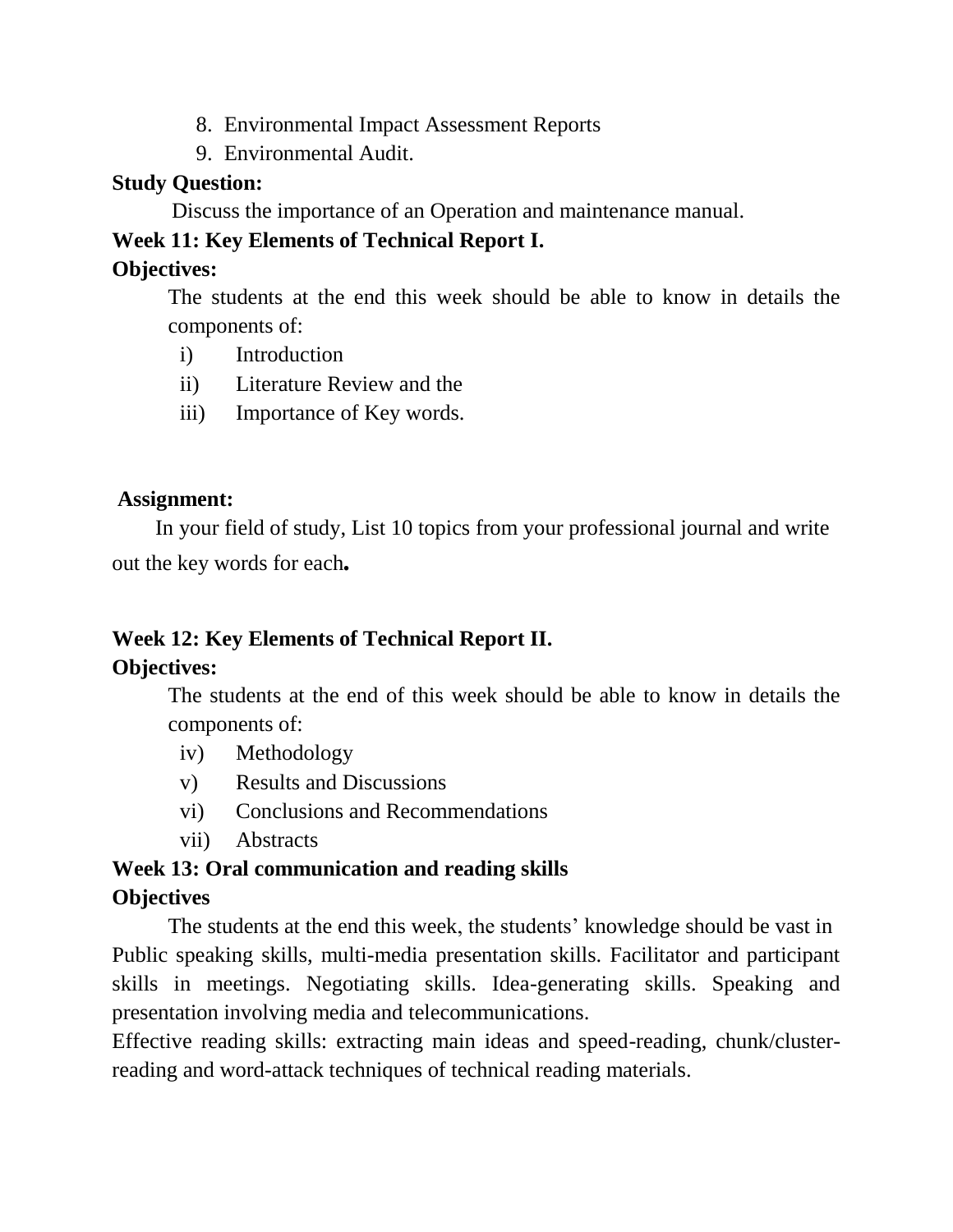8. Environmental Impact Assessment Reports
9. Environmental Audit.

**Study Question:**

Discuss the importance of an Operation and maintenance manual.

**Week 11: Key Elements of Technical Report I.**

**Objectives:**

The students at the end this week should be able to know in details the components of:

i) Introduction
ii) Literature Review and the
iii) Importance of Key words.

**Assignment:**

In your field of study, List 10 topics from your professional journal and write out the key words for each**.**

**Week 12: Key Elements of Technical Report II.**

**Objectives:**

The students at the end of this week should be able to know in details the components of:

iv) Methodology
v) Results and Discussions
vi) Conclusions and Recommendations
vii) Abstracts

**Week 13: Oral communication and reading skills**

**Objectives**

The students at the end this week, the students' knowledge should be vast in Public speaking skills, multi-media presentation skills. Facilitator and participant skills in meetings. Negotiating skills. Idea-generating skills. Speaking and presentation involving media and telecommunications.

Effective reading skills: extracting main ideas and speed-reading, chunk/cluster-reading and word-attack techniques of technical reading materials.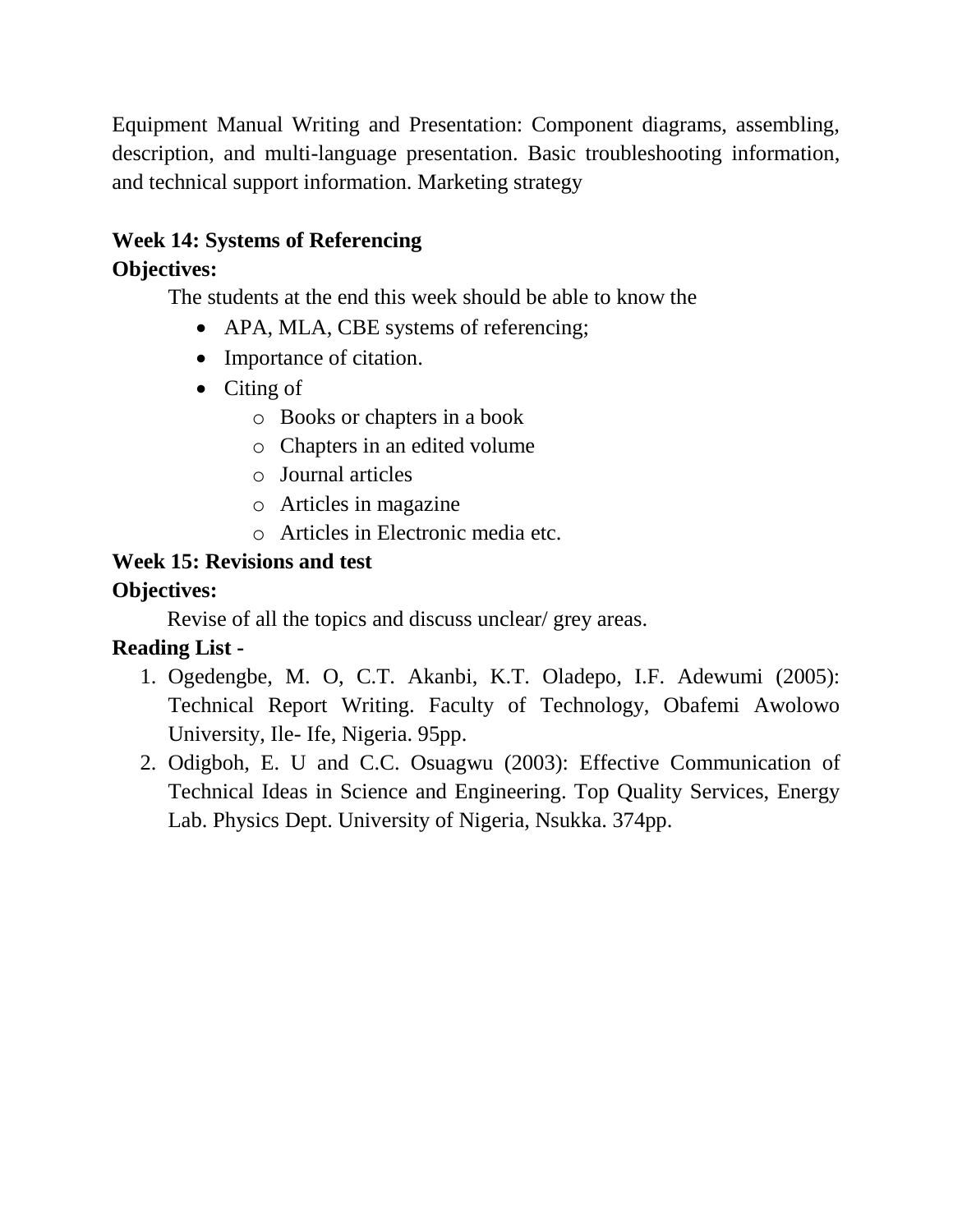Equipment Manual Writing and Presentation: Component diagrams, assembling, description, and multi-language presentation. Basic troubleshooting information, and technical support information. Marketing strategy

**Week 14: Systems of Referencing**

**Objectives:**

The students at the end this week should be able to know the

- APA, MLA, CBE systems of referencing;
- Importance of citation.
- Citing of
  - Books or chapters in a book
  - Chapters in an edited volume
  - Journal articles
  - Articles in magazine
  - Articles in Electronic media etc.

**Week 15: Revisions and test**

**Objectives:**

Revise of all the topics and discuss unclear/ grey areas.

**Reading List -**

1. Ogedengbe, M. O, C.T. Akanbi, K.T. Oladepo, I.F. Adewumi (2005): Technical Report Writing. Faculty of Technology, Obafemi Awolowo University, Ile- Ife, Nigeria. 95pp.
2. Odigboh, E. U and C.C. Osuagwu (2003): Effective Communication of Technical Ideas in Science and Engineering. Top Quality Services, Energy Lab. Physics Dept. University of Nigeria, Nsukka. 374pp.